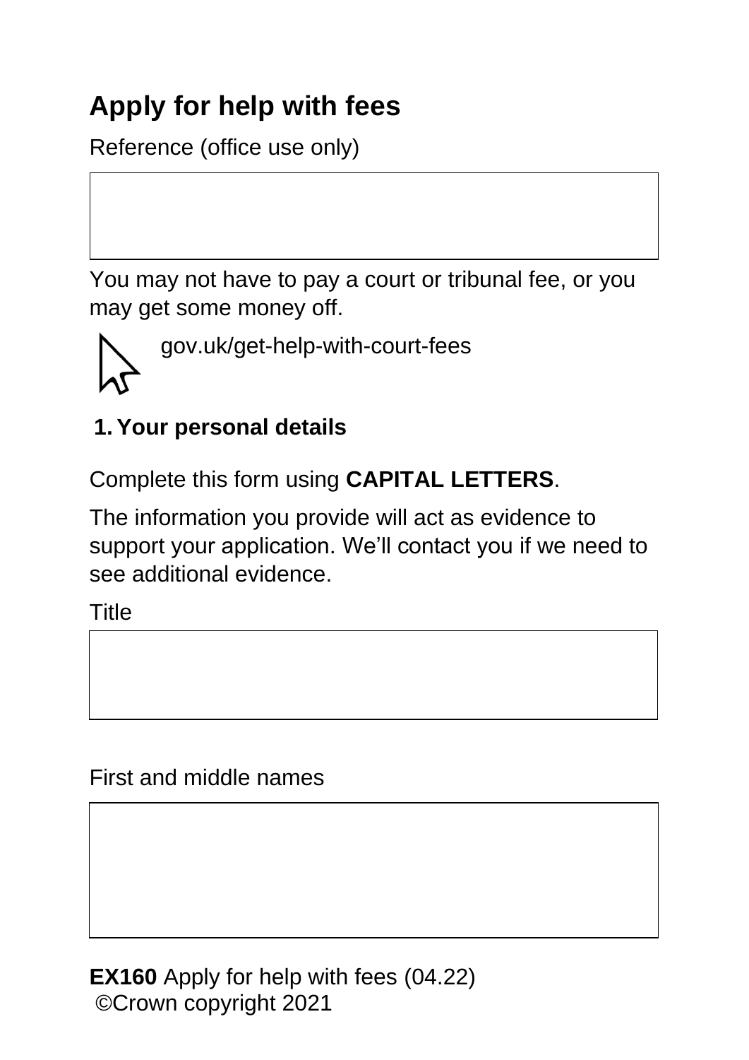# Apply for help with fees

Reference (office use only)

You may not have to pay a court or tribunal fee, or you may get some money off.

gov.uk/get-help-with-court-fees

## 1. Your personal details

Complete this form using **CAPITAL LETTERS**.

The information you provide will act as evidence to support your application. We'll contact you if we need to see additional evidence.

Title

First and middle names

**EX160** Apply for help with fees (04.22)
©Crown copyright 2021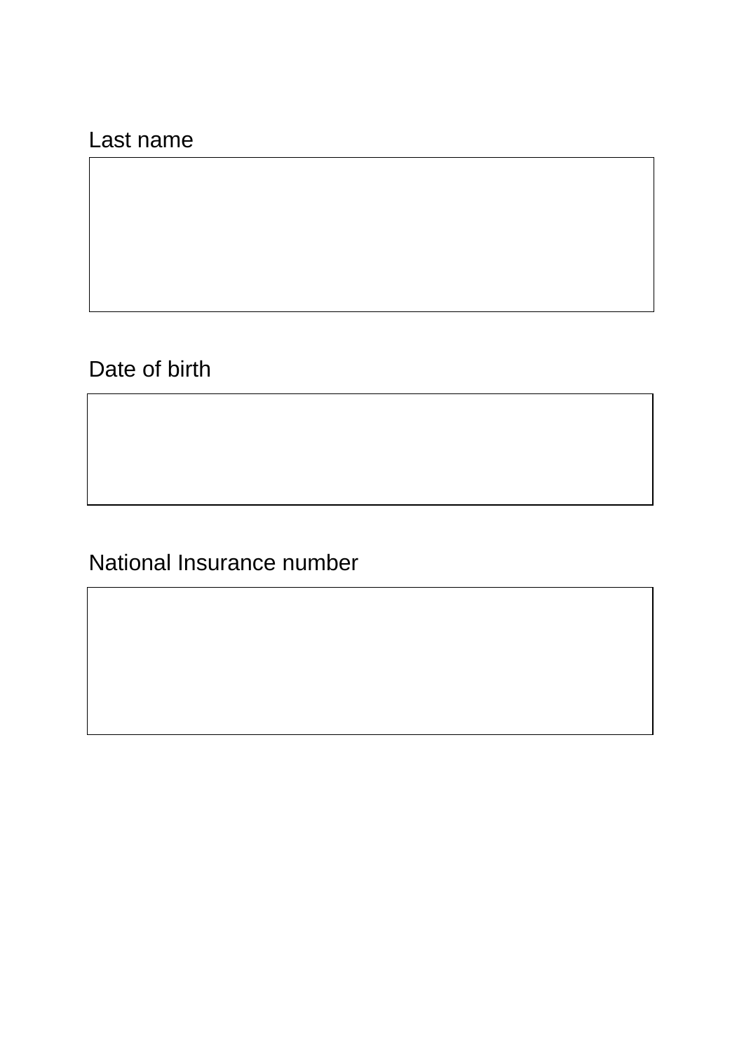Last name

Date of birth

National Insurance number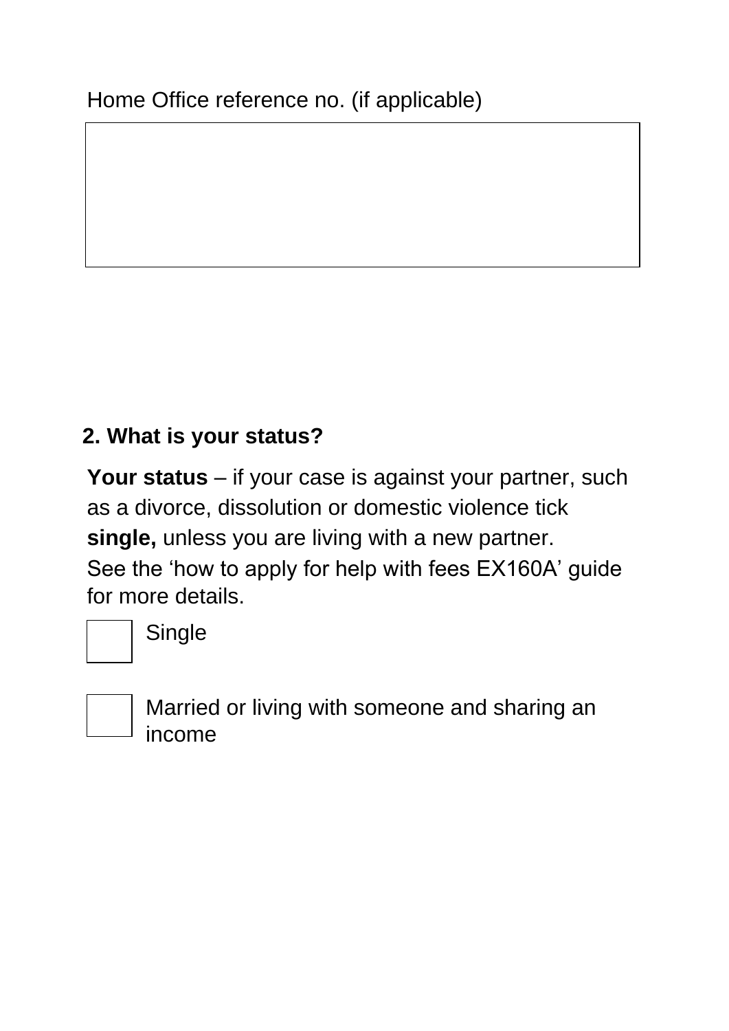Home Office reference no. (if applicable)

## 2. What is your status?

**Your status** – if your case is against your partner, such as a divorce, dissolution or domestic violence tick **single,** unless you are living with a new partner. See the 'how to apply for help with fees EX160A' guide for more details.

- [ ] Single
- [ ] Married or living with someone and sharing an income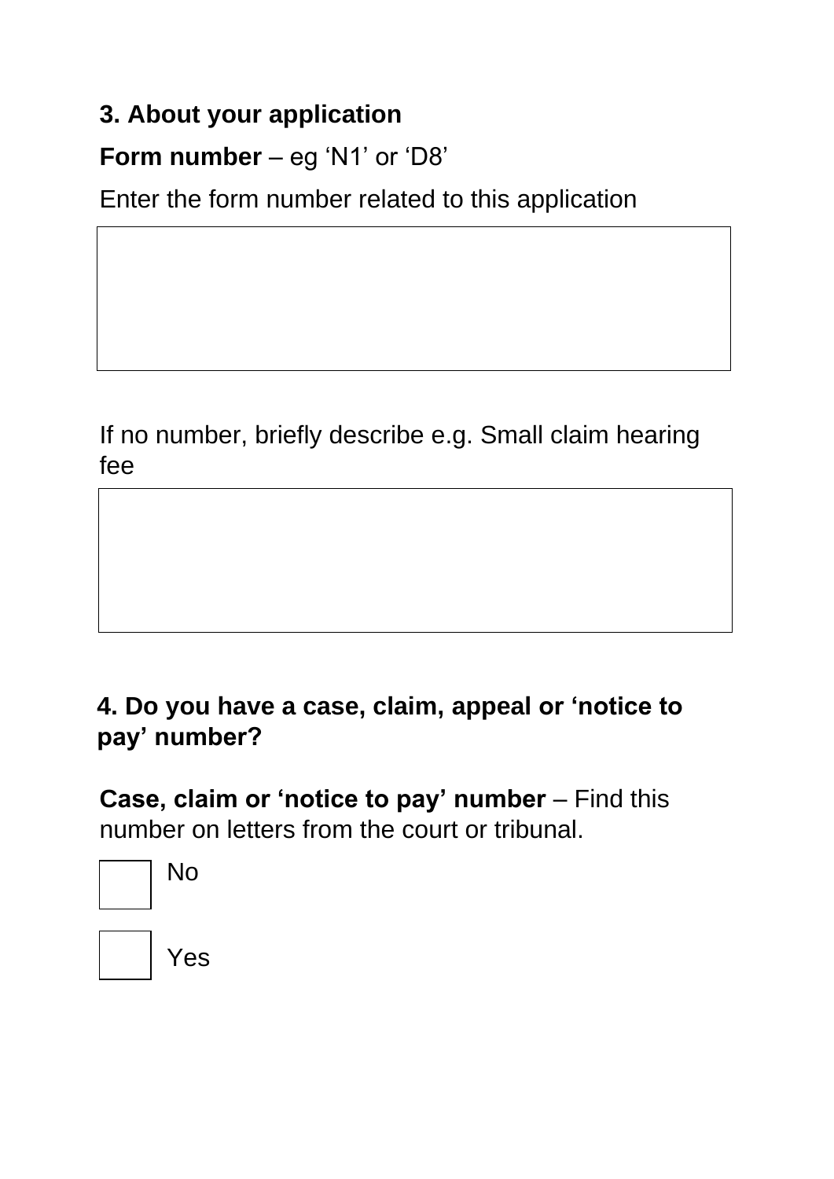## 3. About your application

**Form number** – eg 'N1' or 'D8'

Enter the form number related to this application

If no number, briefly describe e.g. Small claim hearing fee

## 4. Do you have a case, claim, appeal or 'notice to pay' number?

**Case, claim or 'notice to pay' number** – Find this number on letters from the court or tribunal.

- [ ] No
- [ ] Yes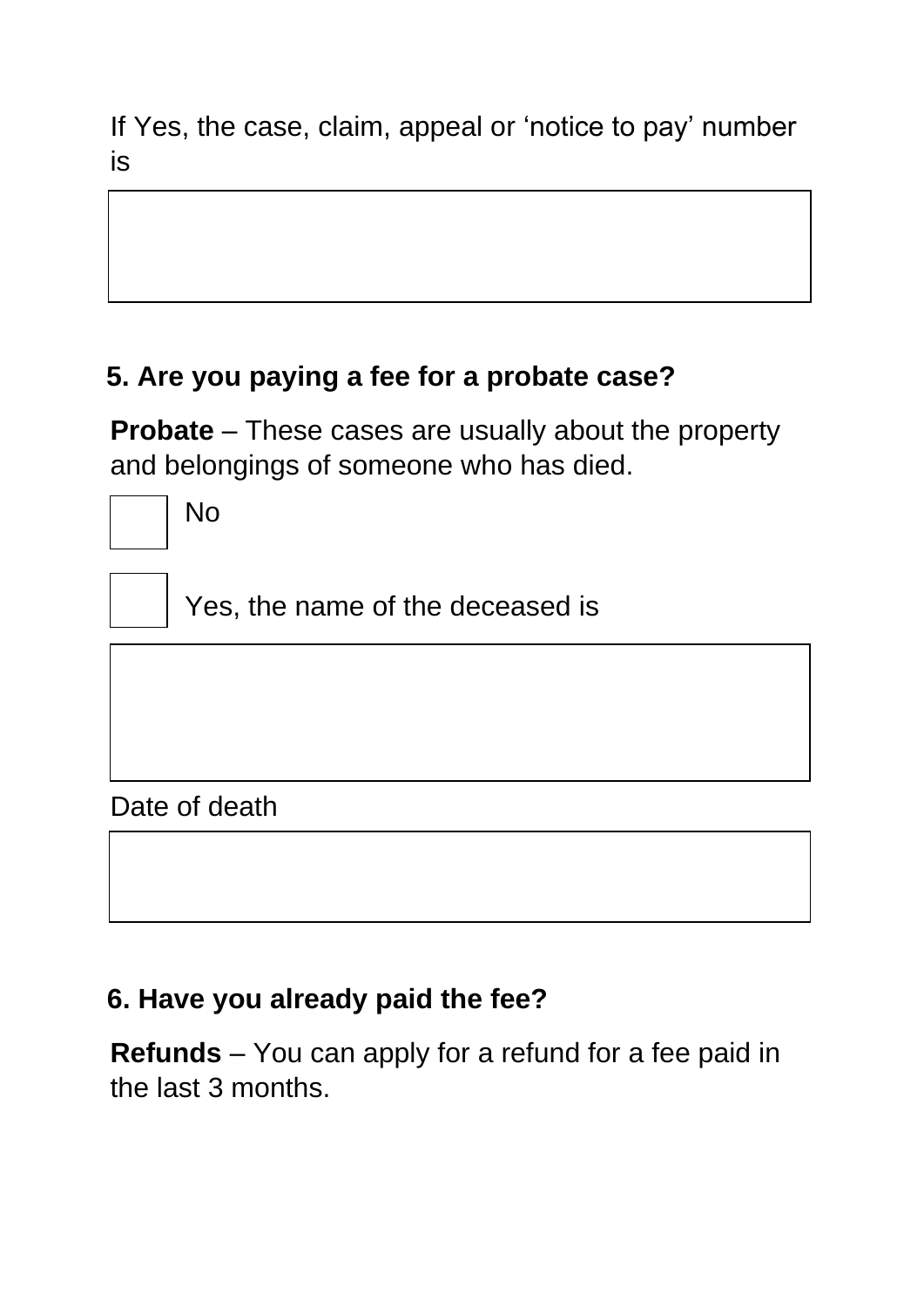If Yes, the case, claim, appeal or 'notice to pay' number is

## 5. Are you paying a fee for a probate case?

**Probate** – These cases are usually about the property and belongings of someone who has died.

- [ ] No
- [ ] Yes, the name of the deceased is

Date of death

## 6. Have you already paid the fee?

**Refunds** – You can apply for a refund for a fee paid in the last 3 months.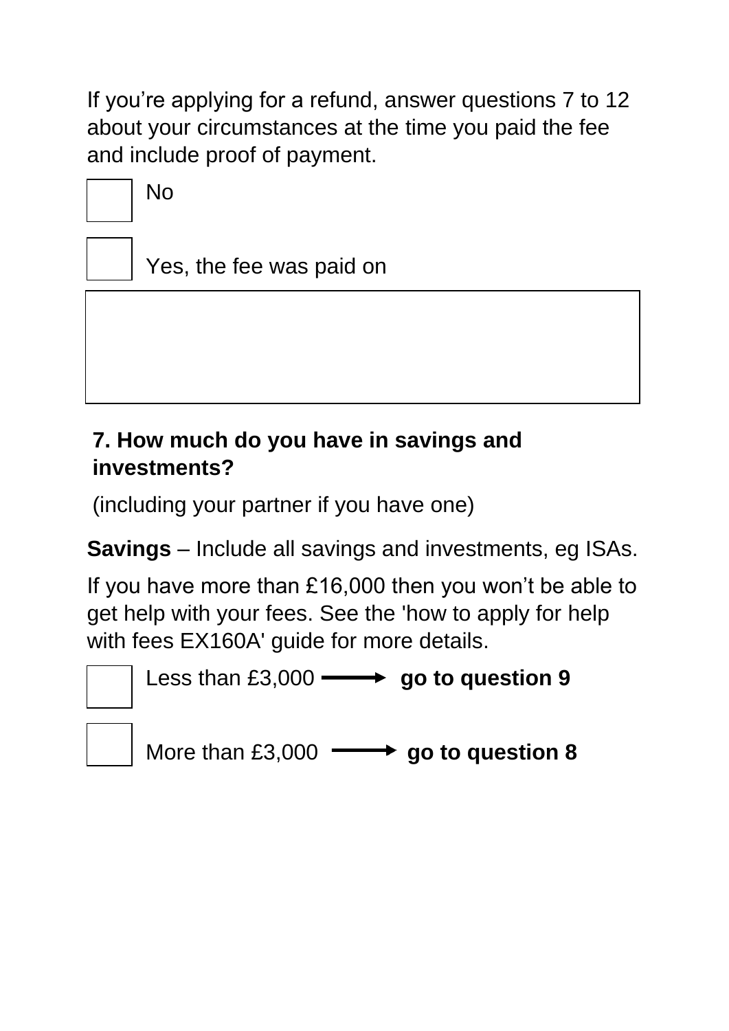If you're applying for a refund, answer questions 7 to 12 about your circumstances at the time you paid the fee and include proof of payment.

☐ No

☐ Yes, the fee was paid on

**7. How much do you have in savings and investments?**

(including your partner if you have one)

**Savings** – Include all savings and investments, eg ISAs.

If you have more than £16,000 then you won't be able to get help with your fees. See the 'how to apply for help with fees EX160A' guide for more details.

☐ Less than £3,000 ⟶ **go to question 9**

☐ More than £3,000 ⟶ **go to question 8**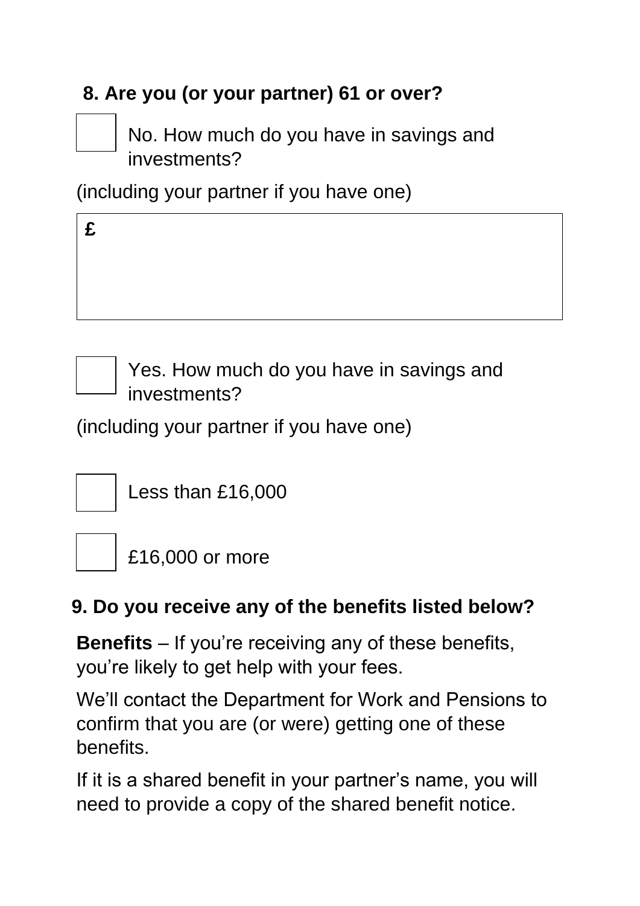**8. Are you (or your partner) 61 or over?**

☐ No. How much do you have in savings and investments?

(including your partner if you have one)

£

☐ Yes. How much do you have in savings and investments?

(including your partner if you have one)

☐ Less than £16,000

☐ £16,000 or more

**9. Do you receive any of the benefits listed below?**

**Benefits** – If you’re receiving any of these benefits, you’re likely to get help with your fees.

We’ll contact the Department for Work and Pensions to confirm that you are (or were) getting one of these benefits.

If it is a shared benefit in your partner’s name, you will need to provide a copy of the shared benefit notice.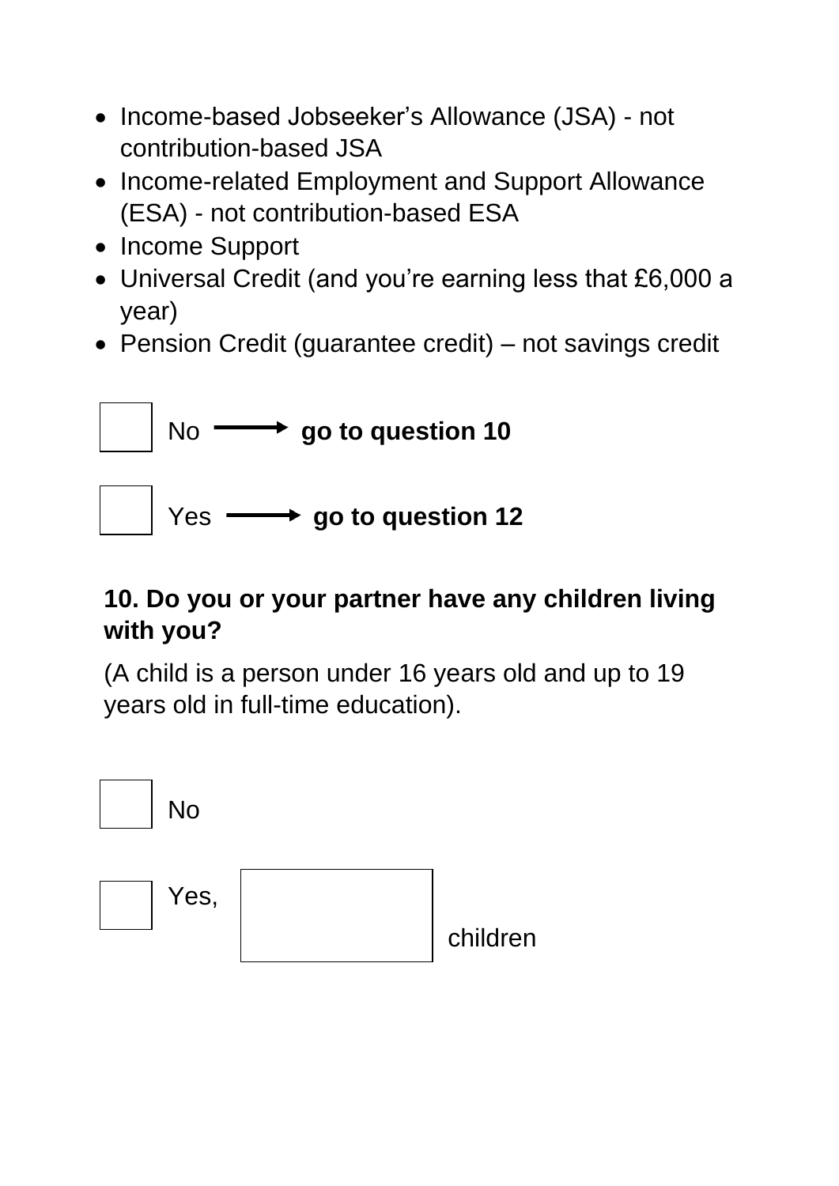- Income-based Jobseeker’s Allowance (JSA) - not contribution-based JSA
- Income-related Employment and Support Allowance (ESA) - not contribution-based ESA
- Income Support
- Universal Credit (and you’re earning less that £6,000 a year)
- Pension Credit (guarantee credit) – not savings credit

☐ No ⟶ **go to question 10**

☐ Yes ⟶ **go to question 12**

**10. Do you or your partner have any children living with you?**

(A child is a person under 16 years old and up to 19 years old in full-time education).

☐ No

☐ Yes, ______ children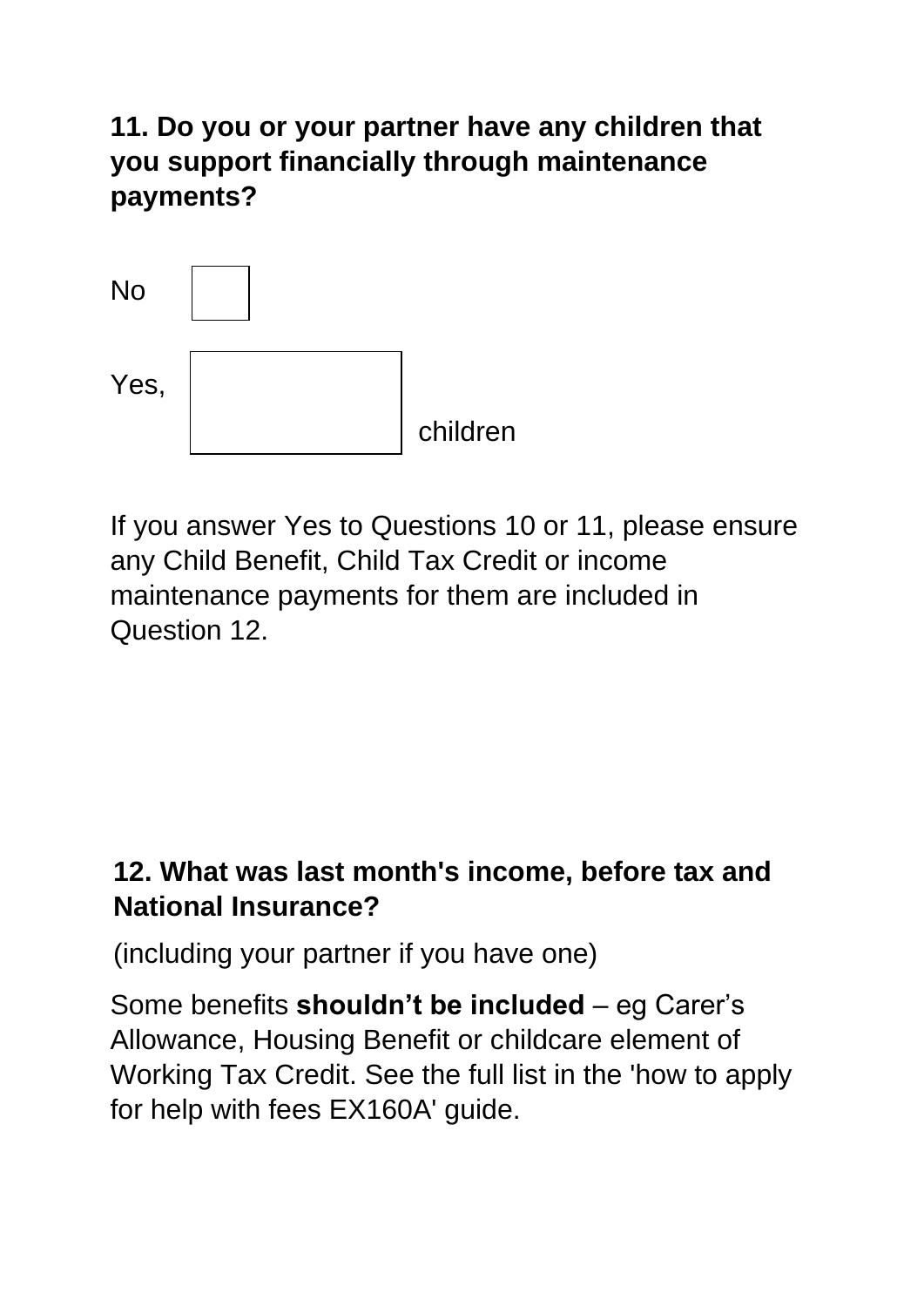**11. Do you or your partner have any children that you support financially through maintenance payments?**

No ☐

Yes, ☐ children

If you answer Yes to Questions 10 or 11, please ensure any Child Benefit, Child Tax Credit or income maintenance payments for them are included in Question 12.

**12. What was last month's income, before tax and National Insurance?**

(including your partner if you have one)

Some benefits **shouldn't be included** – eg Carer's Allowance, Housing Benefit or childcare element of Working Tax Credit. See the full list in the 'how to apply for help with fees EX160A' guide.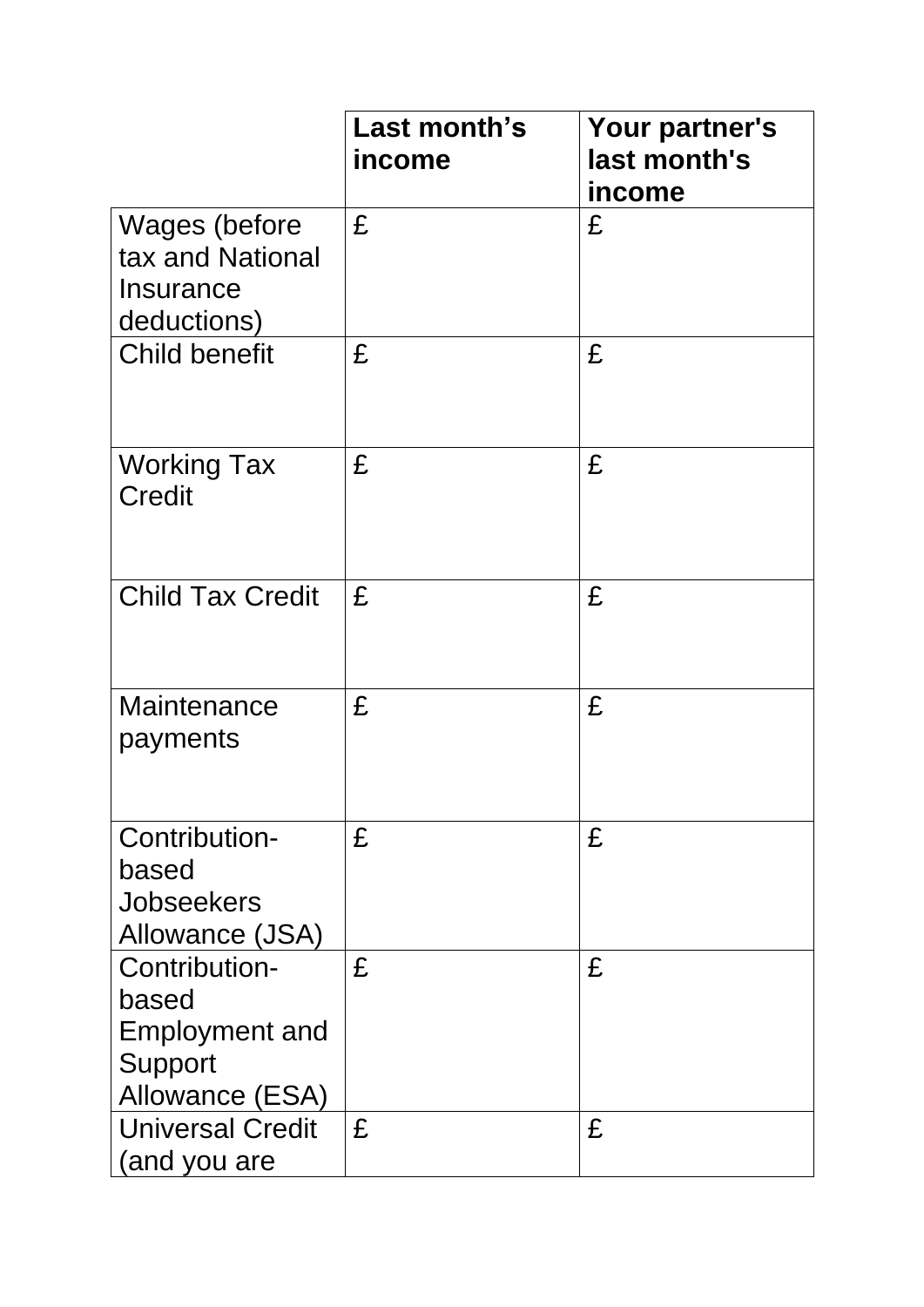|  | Last month's income | Your partner's last month's income |
| --- | --- | --- |
| Wages (before tax and National Insurance deductions) | £ | £ |
| Child benefit | £ | £ |
| Working Tax Credit | £ | £ |
| Child Tax Credit | £ | £ |
| Maintenance payments | £ | £ |
| Contribution-based Jobseekers Allowance (JSA) | £ | £ |
| Contribution-based Employment and Support Allowance (ESA) | £ | £ |
| Universal Credit (and you are | £ | £ |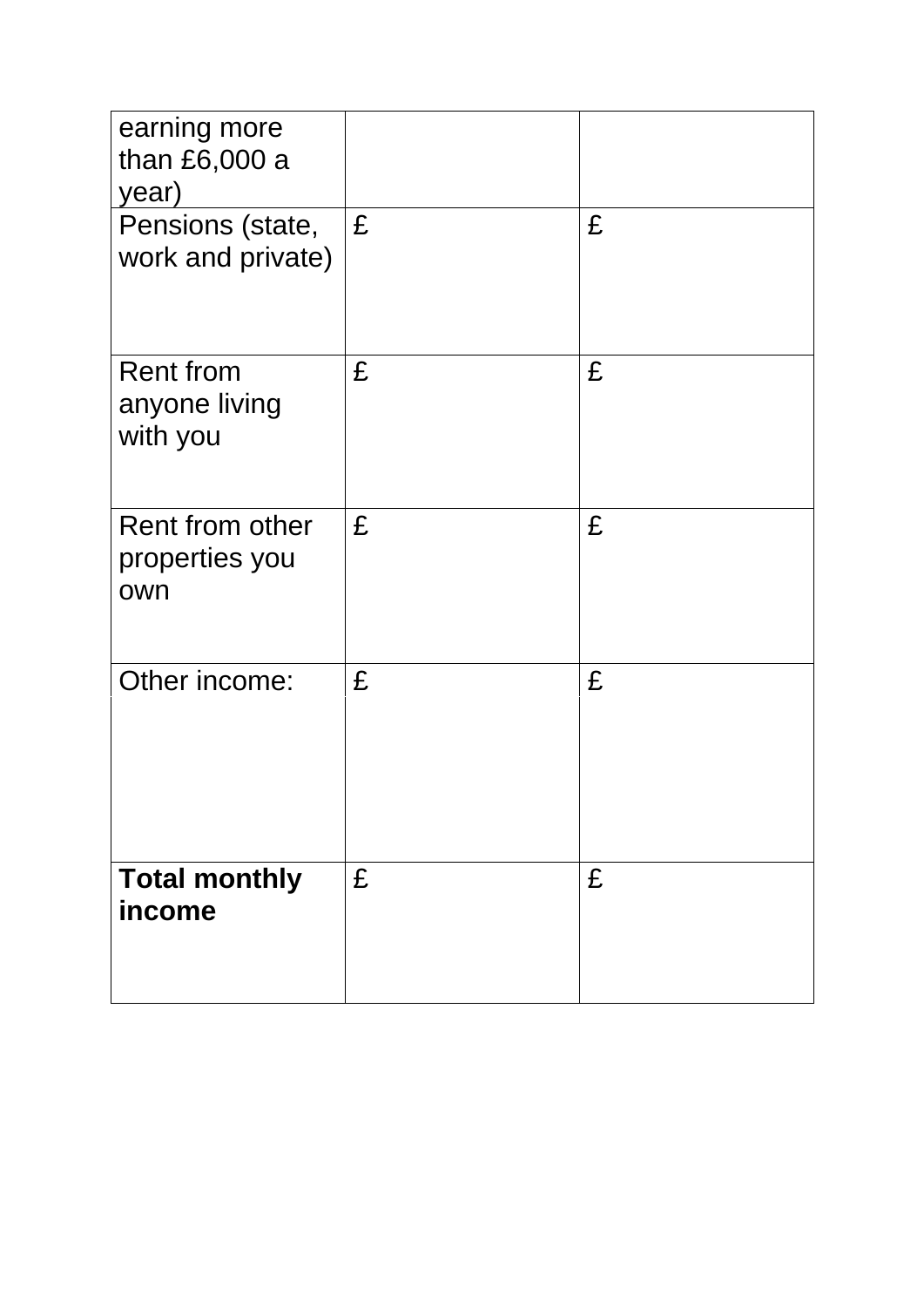| earning more than £6,000 a year) | | |
|---|---|---|
| Pensions (state, work and private) | £ | £ |
| Rent from anyone living with you | £ | £ |
| Rent from other properties you own | £ | £ |
| Other income: | £ | £ |
| **Total monthly income** | £ | £ |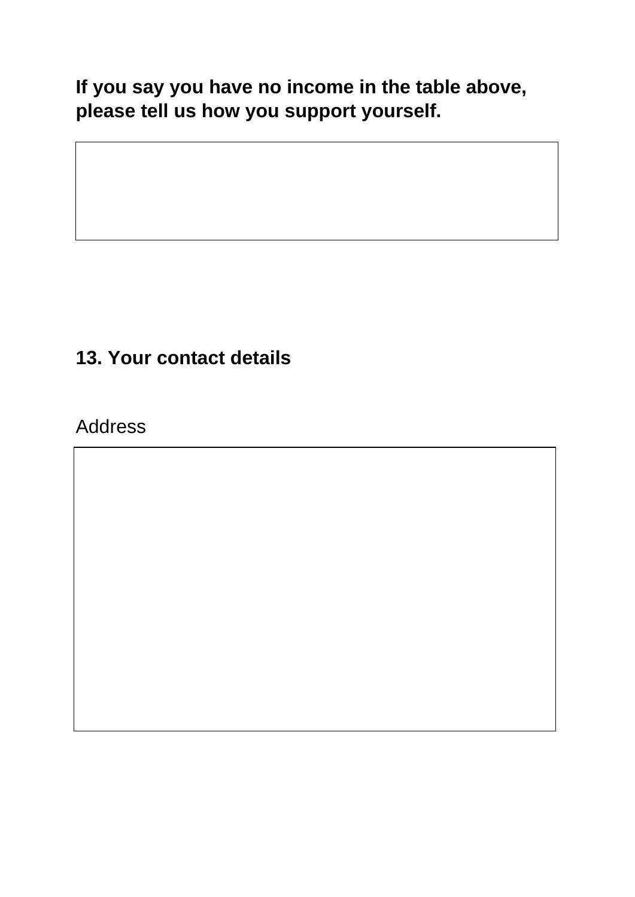**If you say you have no income in the table above, please tell us how you support yourself.**

## 13. Your contact details

Address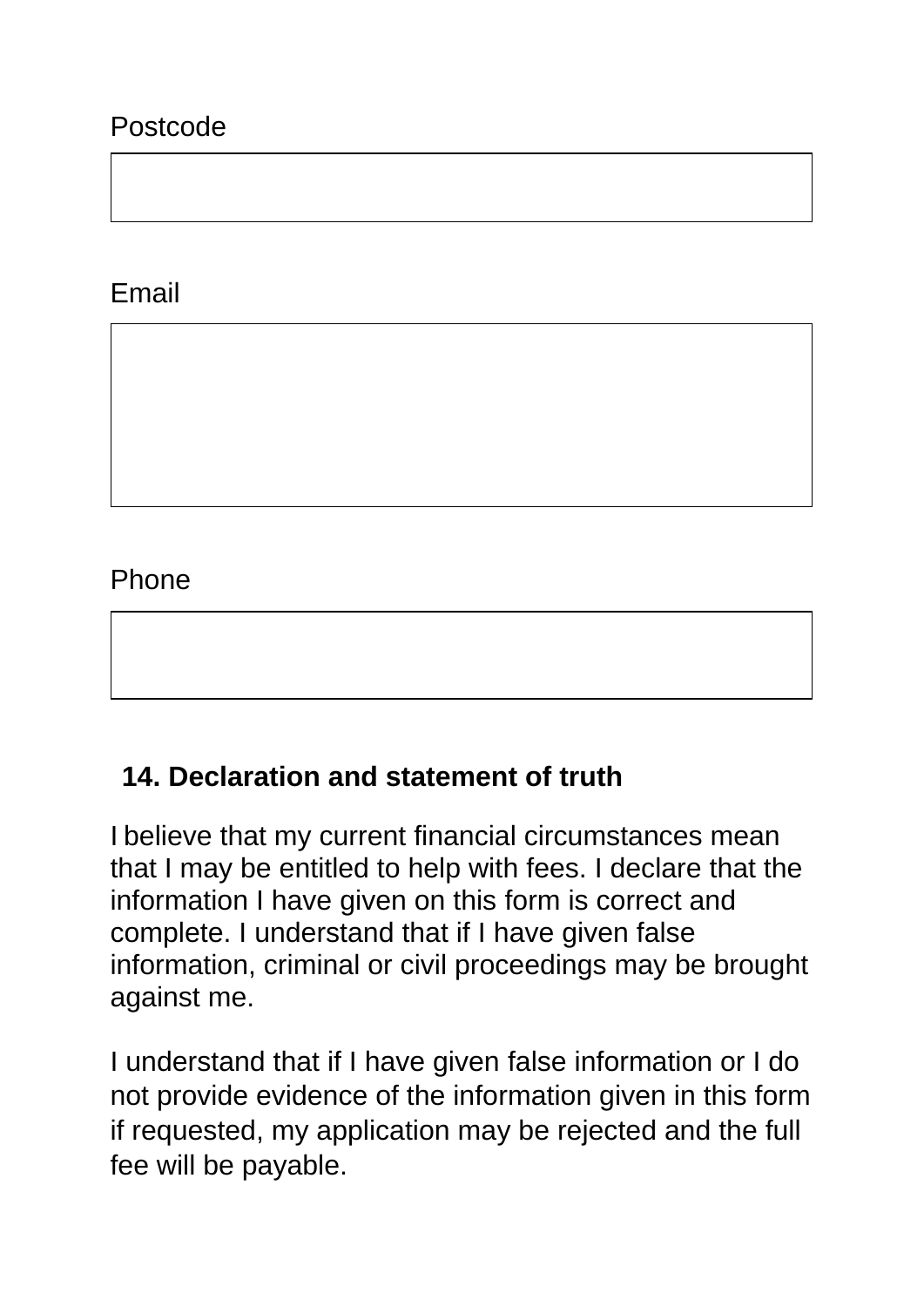Postcode

Email

Phone

## 14. Declaration and statement of truth

I believe that my current financial circumstances mean that I may be entitled to help with fees. I declare that the information I have given on this form is correct and complete. I understand that if I have given false information, criminal or civil proceedings may be brought against me.

I understand that if I have given false information or I do not provide evidence of the information given in this form if requested, my application may be rejected and the full fee will be payable.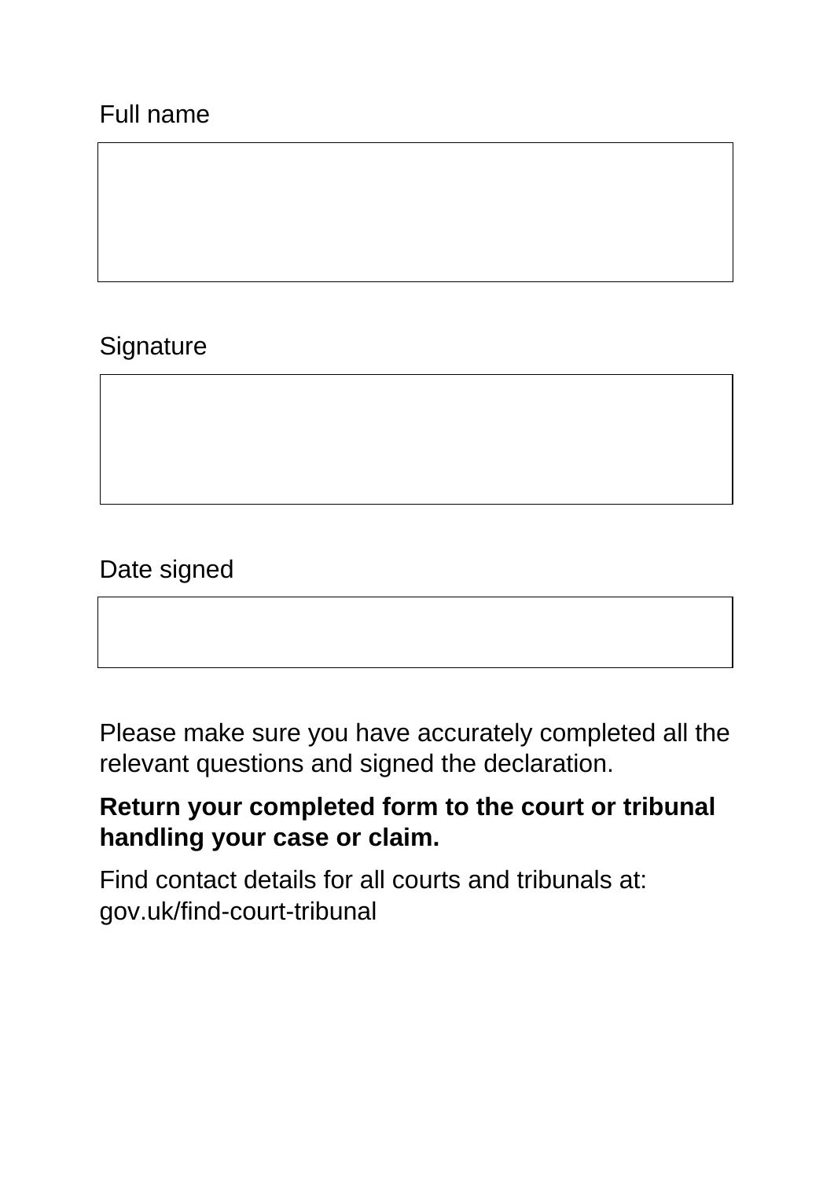Full name

Signature

Date signed

Please make sure you have accurately completed all the relevant questions and signed the declaration.

**Return your completed form to the court or tribunal handling your case or claim.**

Find contact details for all courts and tribunals at: gov.uk/find-court-tribunal